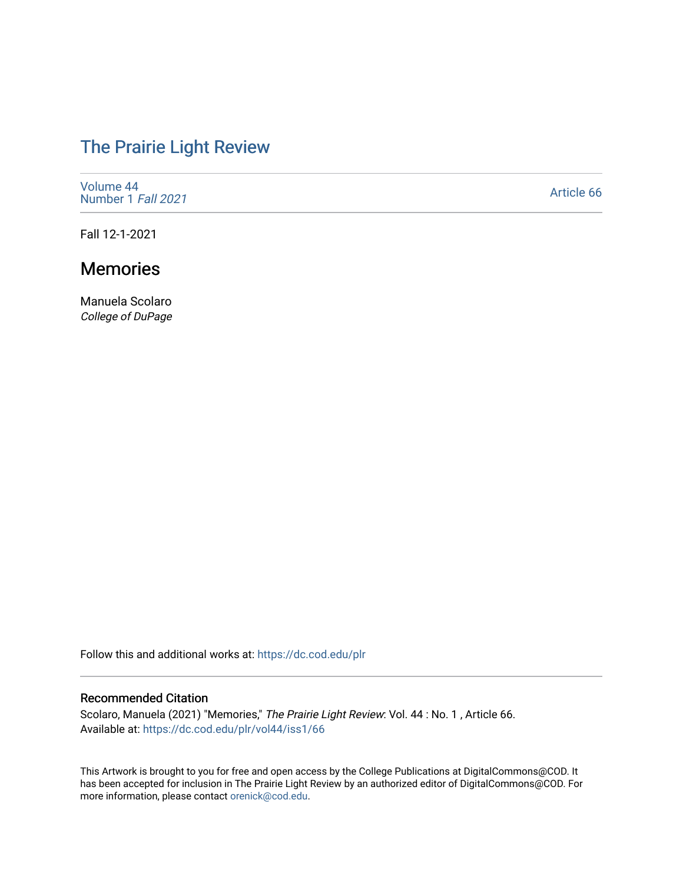# The Prairie Light Review

Volume 44
Number 1 *Fall 2021*

Article 66

Fall 12-1-2021

## Memories

Manuela Scolaro
*College of DuPage*

Follow this and additional works at: https://dc.cod.edu/plr

### Recommended Citation

Scolaro, Manuela (2021) "Memories," *The Prairie Light Review*: Vol. 44 : No. 1 , Article 66.
Available at: https://dc.cod.edu/plr/vol44/iss1/66

This Artwork is brought to you for free and open access by the College Publications at DigitalCommons@COD. It has been accepted for inclusion in The Prairie Light Review by an authorized editor of DigitalCommons@COD. For more information, please contact orenick@cod.edu.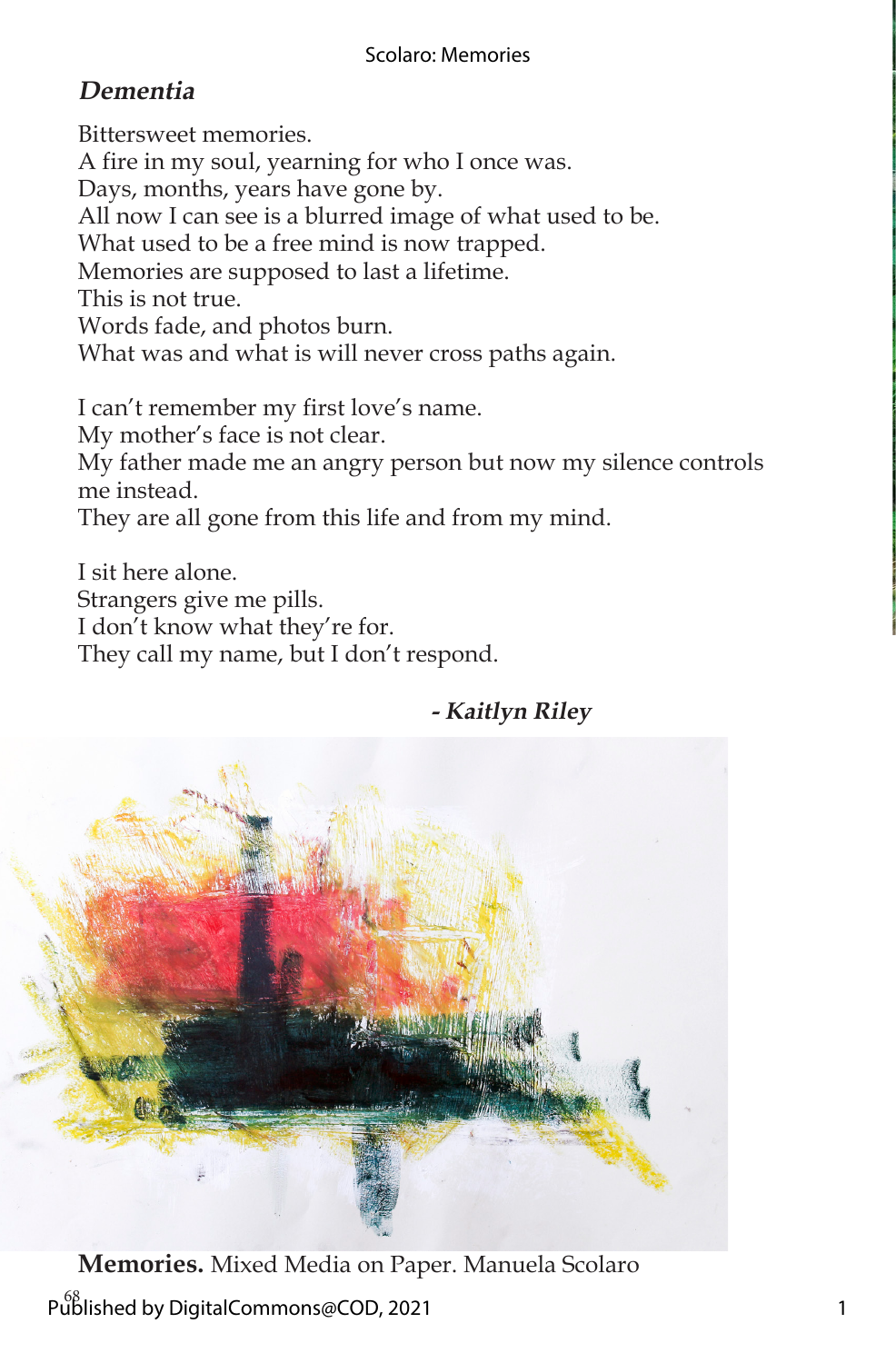## *Dementia*

Bittersweet memories.
A fire in my soul, yearning for who I once was.
Days, months, years have gone by.
All now I can see is a blurred image of what used to be.
What used to be a free mind is now trapped.
Memories are supposed to last a lifetime.
This is not true.
Words fade, and photos burn.
What was and what is will never cross paths again.

I can't remember my first love's name.
My mother's face is not clear.
My father made me an angry person but now my silence controls me instead.
They are all gone from this life and from my mind.

I sit here alone.
Strangers give me pills.
I don't know what they're for.
They call my name, but I don't respond.

***- Kaitlyn Riley***

**Memories.** Mixed Media on Paper. Manuela Scolaro